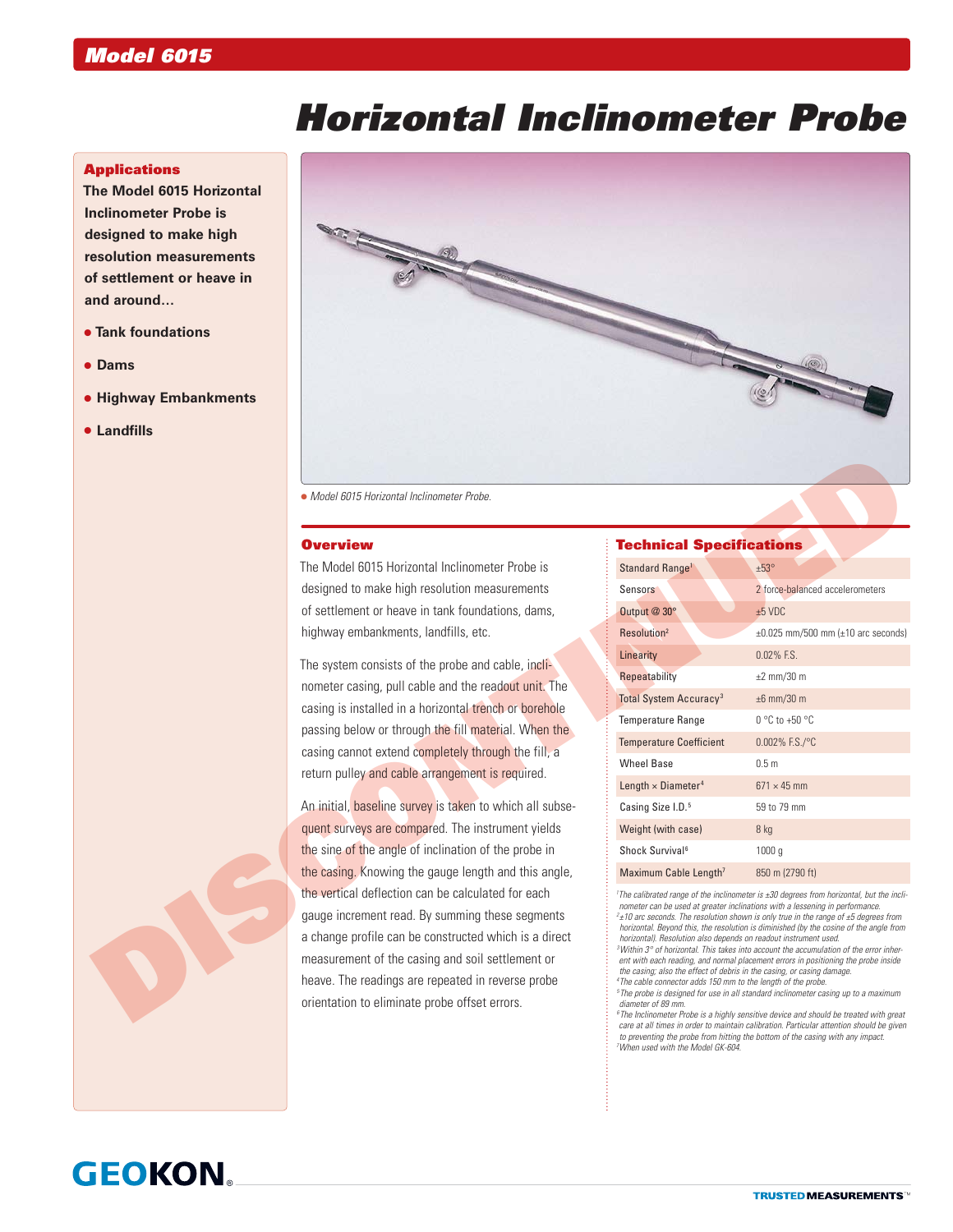## Model 6015

# Horizontal Inclinometer Probe

### Applications

**The Model 6015 Horizontal Inclinometer Probe is designed to make high resolution measurements of settlement or heave in and around…**

- **Tank foundations**
- **Dams**
- **Highway Embankments**
- **Landfills**

Model 6015 Horizontal Inclinometer Probe.

DISCONTINUED

### Overview

The Model 6015 Horizontal Inclinometer Probe is designed to make high resolution measurements of settlement or heave in tank foundations, dams, highway embankments, landfills, etc.

The system consists of the probe and cable, inclinometer casing, pull cable and the readout unit. The casing is installed in a horizontal trench or borehole passing below or through the fill material. When the casing cannot extend completely through the fill, a return pulley and cable arrangement is required.

An initial, baseline survey is taken to which all subsequent surveys are compared. The instrument yields the sine of the angle of inclination of the probe in the casing. Knowing the gauge length and this angle, the vertical deflection can be calculated for each gauge increment read. By summing these segments a change profile can be constructed which is a direct measurement of the casing and soil settlement or heave. The readings are repeated in reverse probe orientation to eliminate probe offset errors.

### Technical Specifications

| | |
|---|---|
| Standard Range[1] | ±53° |
| Sensors | 2 force-balanced accelerometers |
| Output @ 30° | ±5 VDC |
| Resolution[2] | ±0.025 mm/500 mm (±10 arc seconds) |
| Linearity | 0.02% F.S. |
| Repeatability | ±2 mm/30 m |
| Total System Accuracy[3] | ±6 mm/30 m |
| Temperature Range | 0 °C to +50 °C |
| Temperature Coefficient | 0.002% F.S./°C |
| Wheel Base | 0.5 m |
| Length × Diameter[4] | 671 × 45 mm |
| Casing Size I.D.[5] | 59 to 79 mm |
| Weight (with case) | 8 kg |
| Shock Survival[6] | 1000 g |
| Maximum Cable Length[7] | 850 m (2790 ft) |

*[1] The calibrated range of the inclinometer is ±30 degrees from horizontal, but the inclinometer can be used at greater inclinations with a lessening in performance.*
*[2] ±10 arc seconds. The resolution shown is only true in the range of ±5 degrees from horizontal. Beyond this, the resolution is diminished (by the cosine of the angle from horizontal). Resolution also depends on readout instrument used.*
*[3] Within 3° of horizontal. This takes into account the accumulation of the error inherent with each reading, and normal placement errors in positioning the probe inside the casing; also the effect of debris in the casing, or casing damage.*
*[4] The cable connector adds 150 mm to the length of the probe.*
*[5] The probe is designed for use in all standard inclinometer casing up to a maximum diameter of 89 mm.*
*[6] The Inclinometer Probe is a highly sensitive device and should be treated with great care at all times in order to maintain calibration. Particular attention should be given to preventing the probe from hitting the bottom of the casing with any impact.*
*[7] When used with the Model GK-604.*

GEOKON® TRUSTED MEASUREMENTS™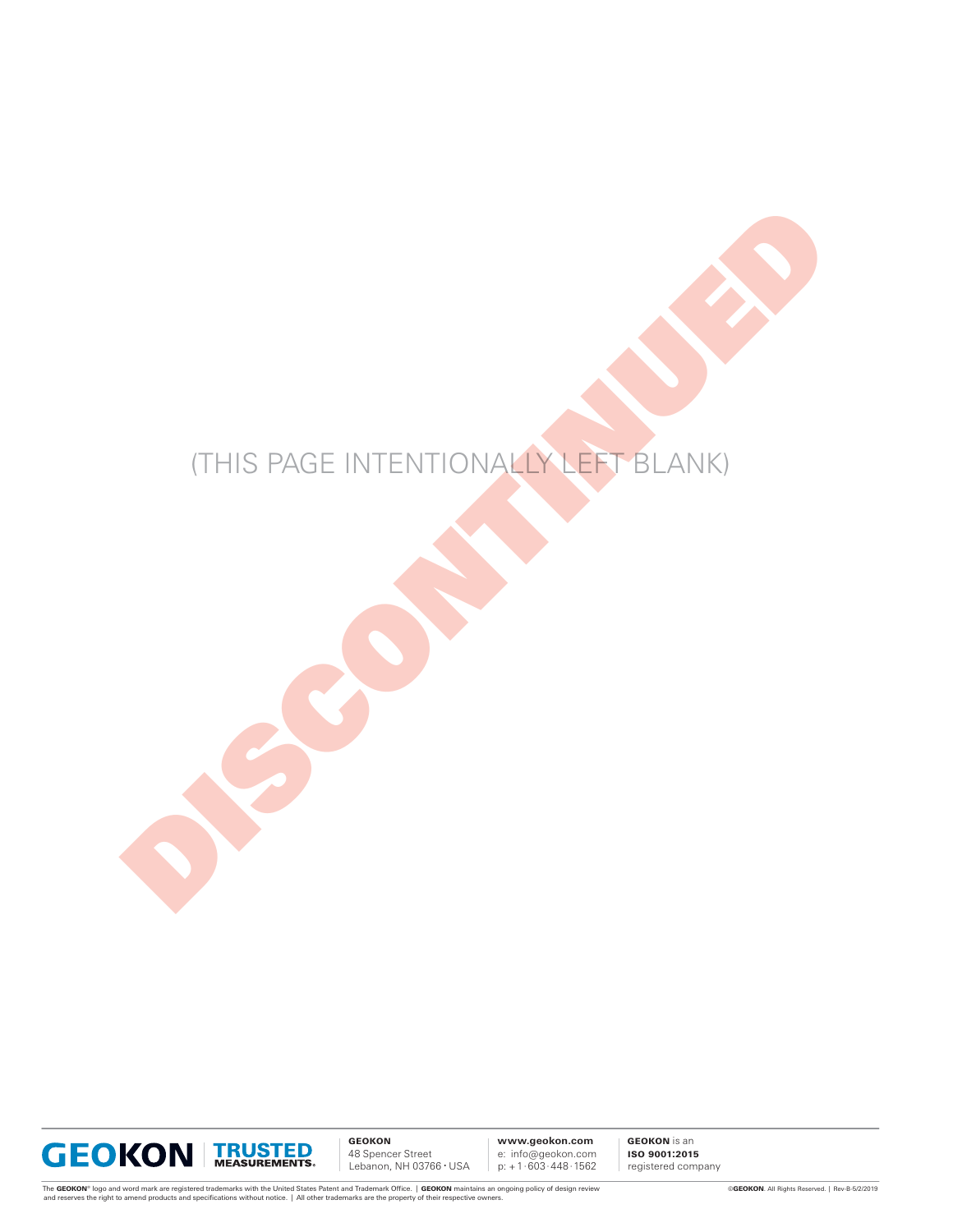DISCONTINUED

(THIS PAGE INTENTIONALLY LEFT BLANK)

**GEOKON** | TRUSTED MEASUREMENTS.

**GEOKON**
48 Spencer Street
Lebanon, NH 03766 · USA

**www.geokon.com**
e: info@geokon.com
p: +1 · 603 · 448 · 1562

**GEOKON** is an
**ISO 9001:2015**
registered company

The **GEOKON**® logo and word mark are registered trademarks with the United States Patent and Trademark Office. | **GEOKON** maintains an ongoing policy of design review and reserves the right to amend products and specifications without notice. | All other trademarks are the property of their respective owners.

©**GEOKON**. All Rights Reserved. | Rev-B-5/2/2019